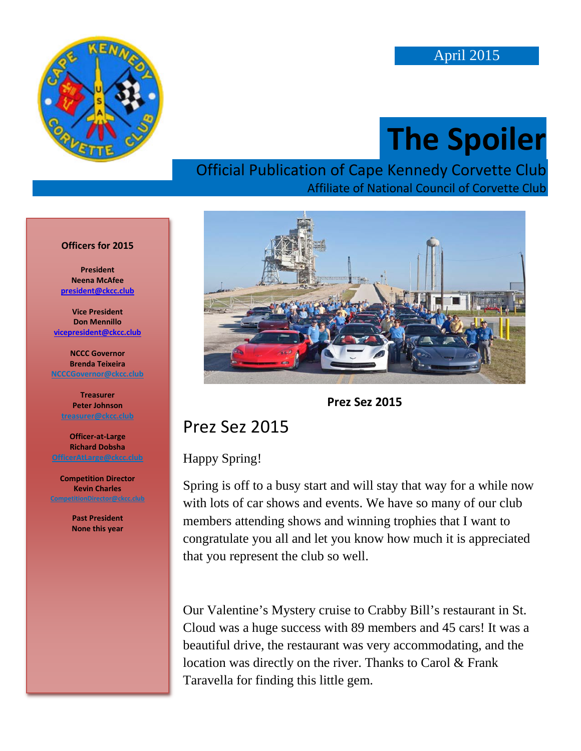April 2015

# The Spoiler

Official Publication of Cape Kennedy Corvette Club

Affiliate of National Council of Corvette Club

**Officers for 2015**

**President**
**Neena McAfee**
**president@ckcc.club**

**Vice President**
**Don Mennillo**
**vicepresident@ckcc.club**

**NCCC Governor**
**Brenda Teixeira**
**NCCCGovernor@ckcc.club**

**Treasurer**
**Peter Johnson**
**treasurer@ckcc.club**

**Officer-at-Large**
**Richard Dobsha**
**OfficerAtLarge@ckcc.club**

**Competition Director**
**Kevin Charles**
**CompetitionDirector@ckcc.club**

**Past President**
**None this year**

**Prez Sez 2015**

## Prez Sez 2015

Happy Spring!

Spring is off to a busy start and will stay that way for a while now with lots of car shows and events. We have so many of our club members attending shows and winning trophies that I want to congratulate you all and let you know how much it is appreciated that you represent the club so well.

Our Valentine's Mystery cruise to Crabby Bill's restaurant in St. Cloud was a huge success with 89 members and 45 cars! It was a beautiful drive, the restaurant was very accommodating, and the location was directly on the river. Thanks to Carol & Frank Taravella for finding this little gem.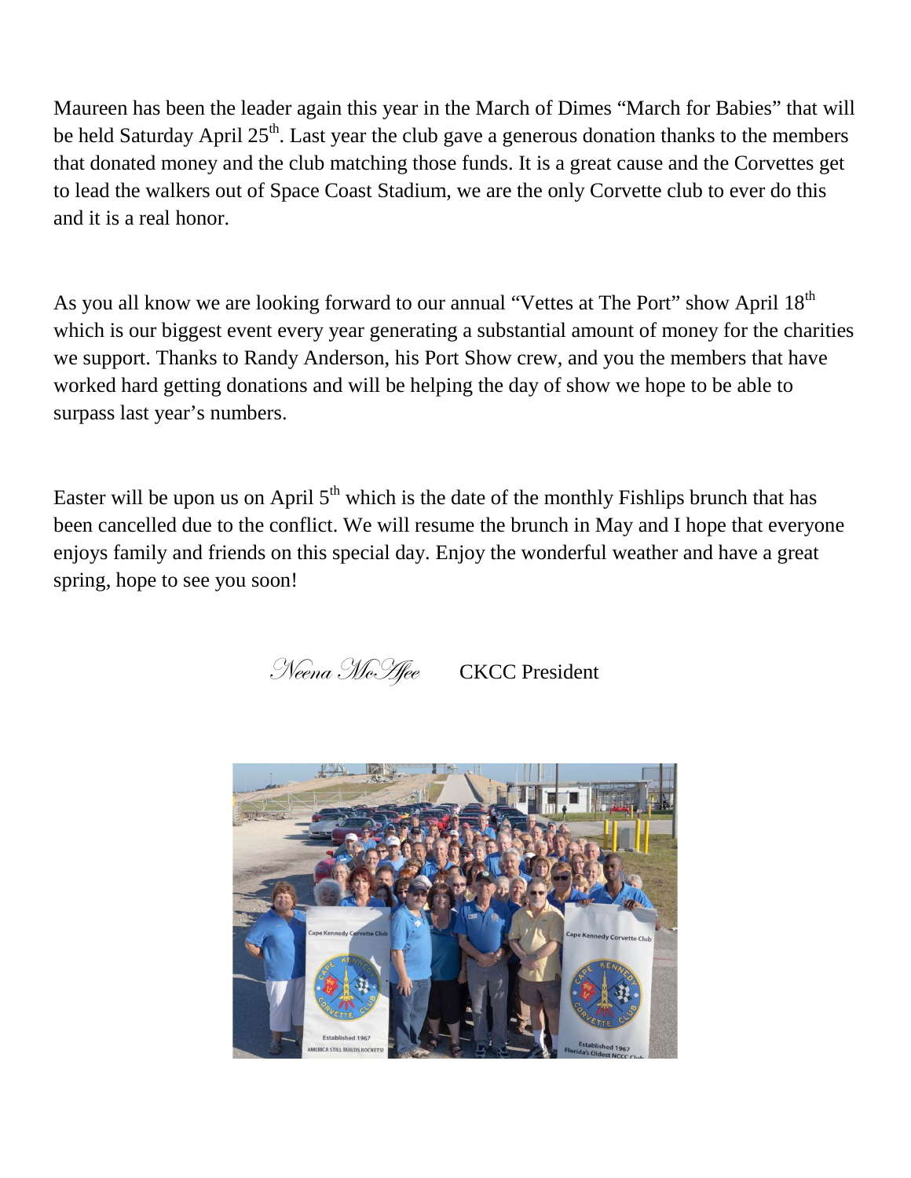Maureen has been the leader again this year in the March of Dimes "March for Babies" that will be held Saturday April 25th. Last year the club gave a generous donation thanks to the members that donated money and the club matching those funds. It is a great cause and the Corvettes get to lead the walkers out of Space Coast Stadium, we are the only Corvette club to ever do this and it is a real honor.

As you all know we are looking forward to our annual "Vettes at The Port" show April 18th which is our biggest event every year generating a substantial amount of money for the charities we support. Thanks to Randy Anderson, his Port Show crew, and you the members that have worked hard getting donations and will be helping the day of show we hope to be able to surpass last year's numbers.

Easter will be upon us on April 5th which is the date of the monthly Fishlips brunch that has been cancelled due to the conflict. We will resume the brunch in May and I hope that everyone enjoys family and friends on this special day. Enjoy the wonderful weather and have a great spring, hope to see you soon!

*Neena McAfee* CKCC President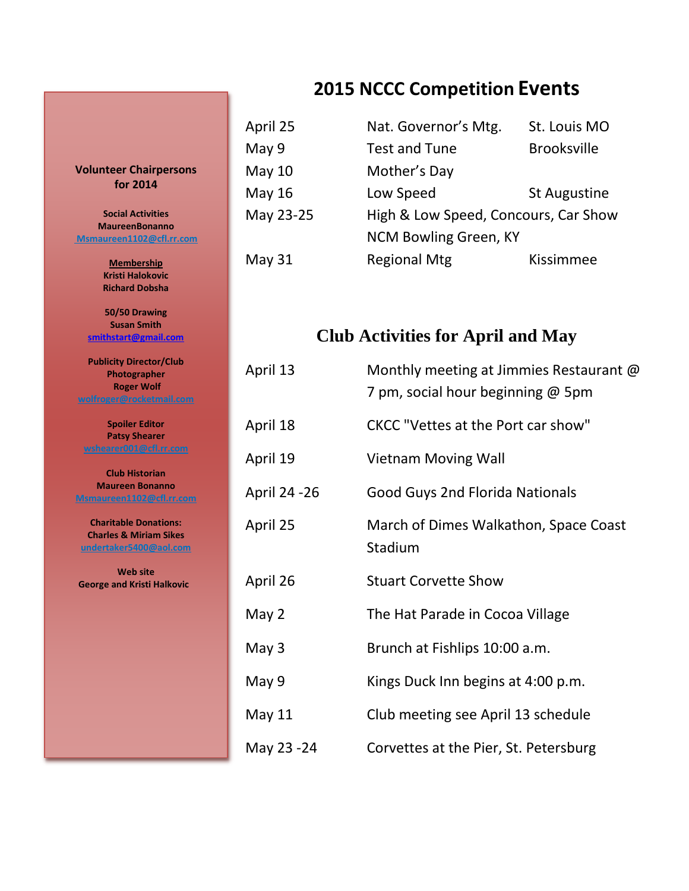**Volunteer Chairpersons for 2014**

**Social Activities**
**MaureenBonanno**
**Msmaureen1102@cfl.rr.com**

**Membership**
**Kristi Halokovic**
**Richard Dobsha**

**50/50 Drawing**
**Susan Smith**
**smithstart@gmail.com**

**Publicity Director/Club Photographer**
**Roger Wolf**
**wolfroger@rocketmail.com**

**Spoiler Editor**
**Patsy Shearer**
**wshearer001@cfl.rr.com**

**Club Historian**
**Maureen Bonanno**
**Msmaureen1102@cfl.rr.com**

**Charitable Donations:**
**Charles & Miriam Sikes**
**undertaker5400@aol.com**

**Web site**
**George and Kristi Halkovic**

# 2015 NCCC Competition Events

| | | |
|---|---|---|
| April 25 | Nat. Governor's Mtg. | St. Louis MO |
| May 9 | Test and Tune | Brooksville |
| May 10 | Mother's Day | |
| May 16 | Low Speed | St Augustine |
| May 23-25 | High & Low Speed, Concours, Car Show NCM Bowling Green, KY | |
| May 31 | Regional Mtg | Kissimmee |

# Club Activities for April and May

| | |
|---|---|
| April 13 | Monthly meeting at Jimmies Restaurant @ 7 pm, social hour beginning @ 5pm |
| April 18 | CKCC "Vettes at the Port car show" |
| April 19 | Vietnam Moving Wall |
| April 24 -26 | Good Guys 2nd Florida Nationals |
| April 25 | March of Dimes Walkathon, Space Coast Stadium |
| April 26 | Stuart Corvette Show |
| May 2 | The Hat Parade in Cocoa Village |
| May 3 | Brunch at Fishlips 10:00 a.m. |
| May 9 | Kings Duck Inn begins at 4:00 p.m. |
| May 11 | Club meeting see April 13 schedule |
| May 23 -24 | Corvettes at the Pier, St. Petersburg |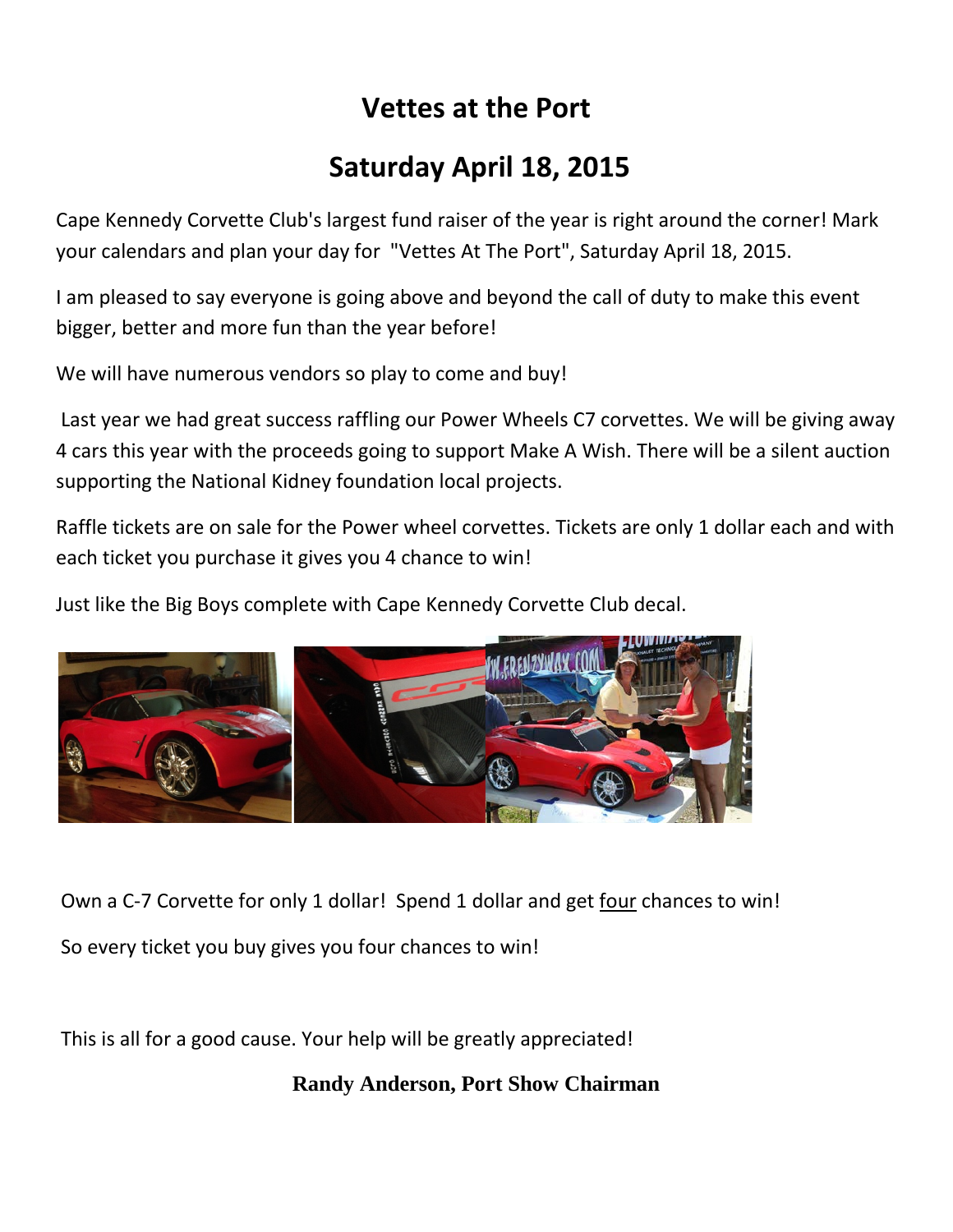# Vettes at the Port

## Saturday April 18, 2015

Cape Kennedy Corvette Club's largest fund raiser of the year is right around the corner! Mark your calendars and plan your day for "Vettes At The Port", Saturday April 18, 2015.

I am pleased to say everyone is going above and beyond the call of duty to make this event bigger, better and more fun than the year before!

We will have numerous vendors so play to come and buy!

Last year we had great success raffling our Power Wheels C7 corvettes. We will be giving away 4 cars this year with the proceeds going to support Make A Wish. There will be a silent auction supporting the National Kidney foundation local projects.

Raffle tickets are on sale for the Power wheel corvettes. Tickets are only 1 dollar each and with each ticket you purchase it gives you 4 chance to win!

Just like the Big Boys complete with Cape Kennedy Corvette Club decal.

Own a C-7 Corvette for only 1 dollar! Spend 1 dollar and get four chances to win!

So every ticket you buy gives you four chances to win!

This is all for a good cause. Your help will be greatly appreciated!

**Randy Anderson, Port Show Chairman**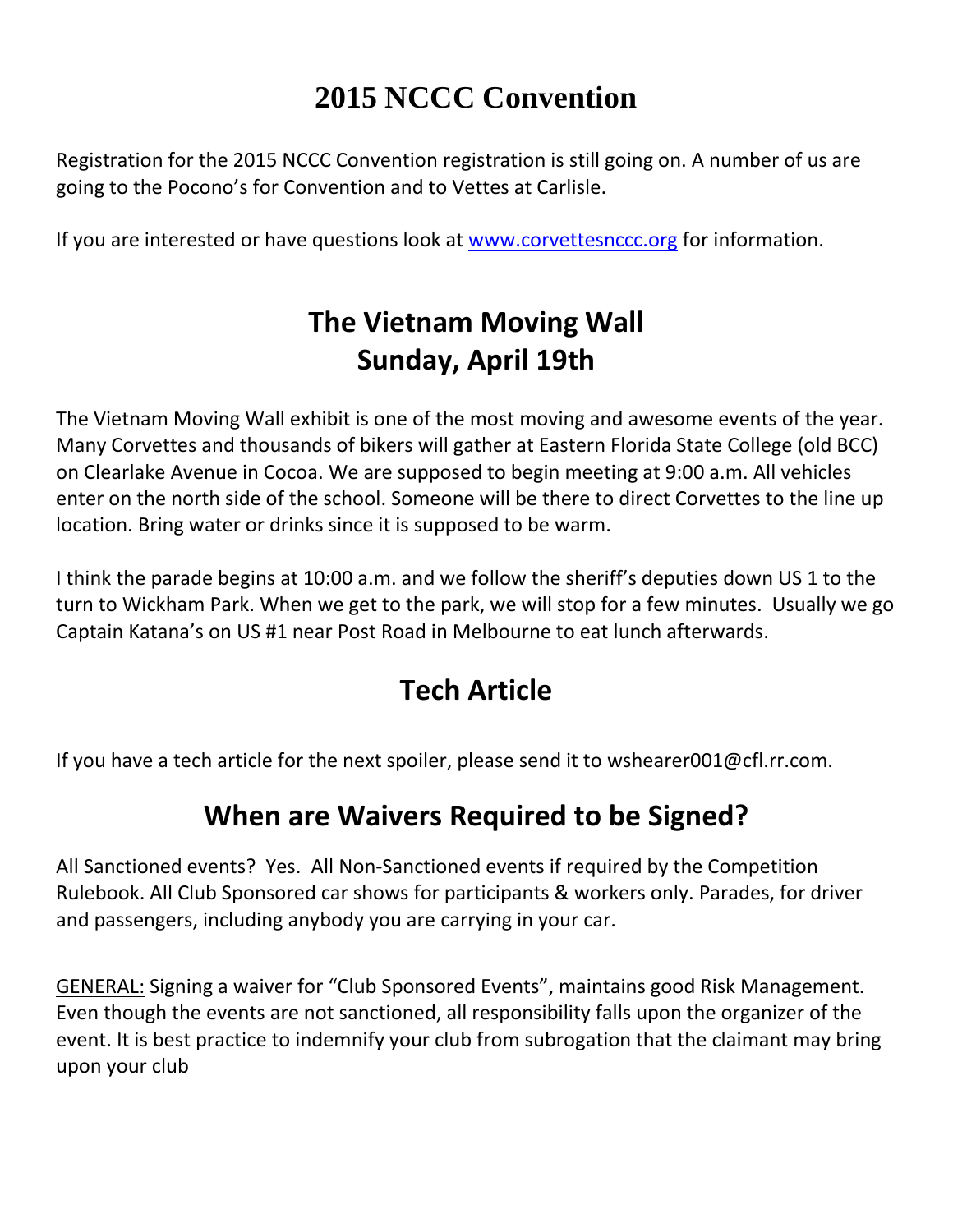# 2015 NCCC Convention

Registration for the 2015 NCCC Convention registration is still going on. A number of us are going to the Pocono's for Convention and to Vettes at Carlisle.

If you are interested or have questions look at [www.corvettesnccc.org](http://www.corvettesnccc.org) for information.

# The Vietnam Moving Wall
# Sunday, April 19th

The Vietnam Moving Wall exhibit is one of the most moving and awesome events of the year. Many Corvettes and thousands of bikers will gather at Eastern Florida State College (old BCC) on Clearlake Avenue in Cocoa. We are supposed to begin meeting at 9:00 a.m. All vehicles enter on the north side of the school. Someone will be there to direct Corvettes to the line up location. Bring water or drinks since it is supposed to be warm.

I think the parade begins at 10:00 a.m. and we follow the sheriff's deputies down US 1 to the turn to Wickham Park. When we get to the park, we will stop for a few minutes. Usually we go Captain Katana's on US #1 near Post Road in Melbourne to eat lunch afterwards.

# Tech Article

If you have a tech article for the next spoiler, please send it to wshearer001@cfl.rr.com.

# When are Waivers Required to be Signed?

All Sanctioned events? Yes. All Non-Sanctioned events if required by the Competition Rulebook. All Club Sponsored car shows for participants & workers only. Parades, for driver and passengers, including anybody you are carrying in your car.

GENERAL: Signing a waiver for "Club Sponsored Events", maintains good Risk Management. Even though the events are not sanctioned, all responsibility falls upon the organizer of the event. It is best practice to indemnify your club from subrogation that the claimant may bring upon your club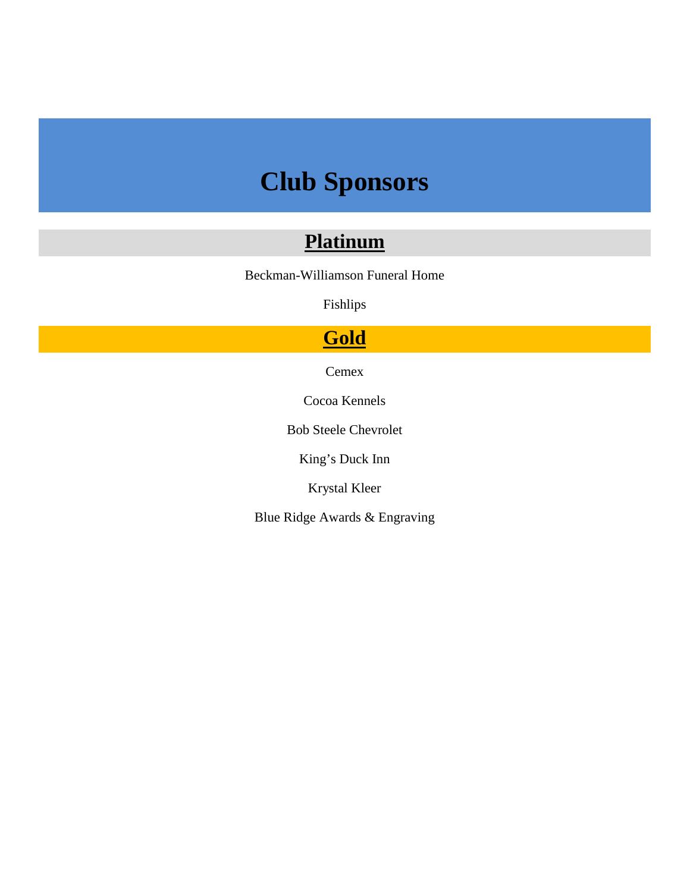# Club Sponsors

## Platinum

Beckman-Williamson Funeral Home

Fishlips

## Gold

Cemex

Cocoa Kennels

Bob Steele Chevrolet

King’s Duck Inn

Krystal Kleer

Blue Ridge Awards & Engraving